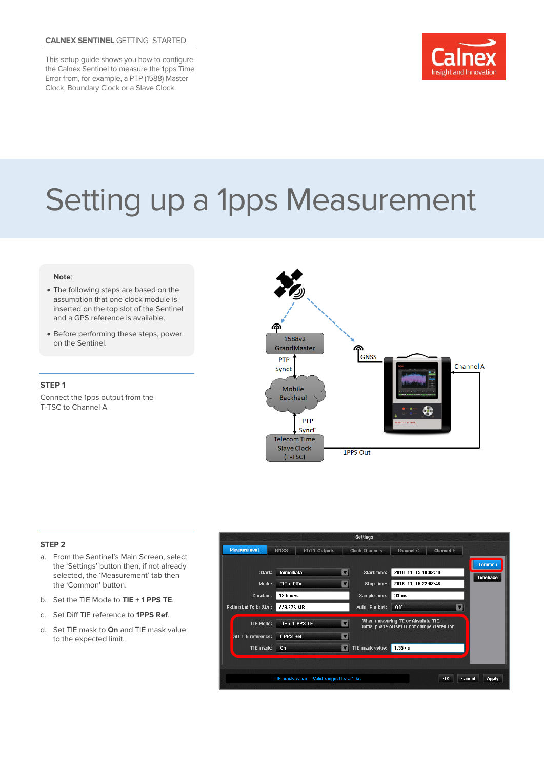CALNEX SENTINEL GETTING STARTED

This setup guide shows you how to configure the Calnex Sentinel to measure the 1pps Time Error from, for example, a PTP (1588) Master Clock, Boundary Clock or a Slave Clock.

# Setting up a 1pps Measurement

**Note**:

- The following steps are based on the assumption that one clock module is inserted on the top slot of the Sentinel and a GPS reference is available.
- Before performing these steps, power on the Sentinel.

### STEP 1

Connect the 1pps output from the T-TSC to Channel A

### STEP 2

a. From the Sentinel's Main Screen, select the 'Settings' button then, if not already selected, the 'Measurement' tab then the 'Common' button.

b. Set the TIE Mode to **TIE + 1 PPS TE**.

c. Set Diff TIE reference to **1PPS Ref**.

d. Set TIE mask to **On** and TIE mask value to the expected limit.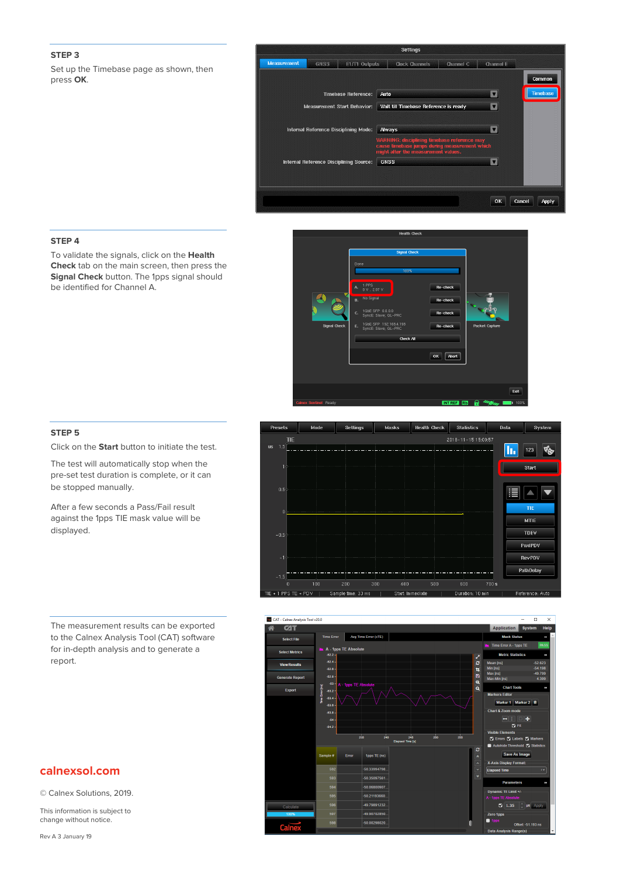### STEP 3

Set up the Timebase page as shown, then press **OK**.

### STEP 4

To validate the signals, click on the **Health Check** tab on the main screen, then press the **Signal Check** button. The 1pps signal should be identified for Channel A.

### STEP 5

Click on the **Start** button to initiate the test.

The test will automatically stop when the pre-set test duration is complete, or it can be stopped manually.

After a few seconds a Pass/Fail result against the 1pps TIE mask value will be displayed.

The measurement results can be exported to the Calnex Analysis Tool (CAT) software for in-depth analysis and to generate a report.

**calnexsol.com**

© Calnex Solutions, 2019.

This information is subject to change without notice.

Rev A 3 January 19